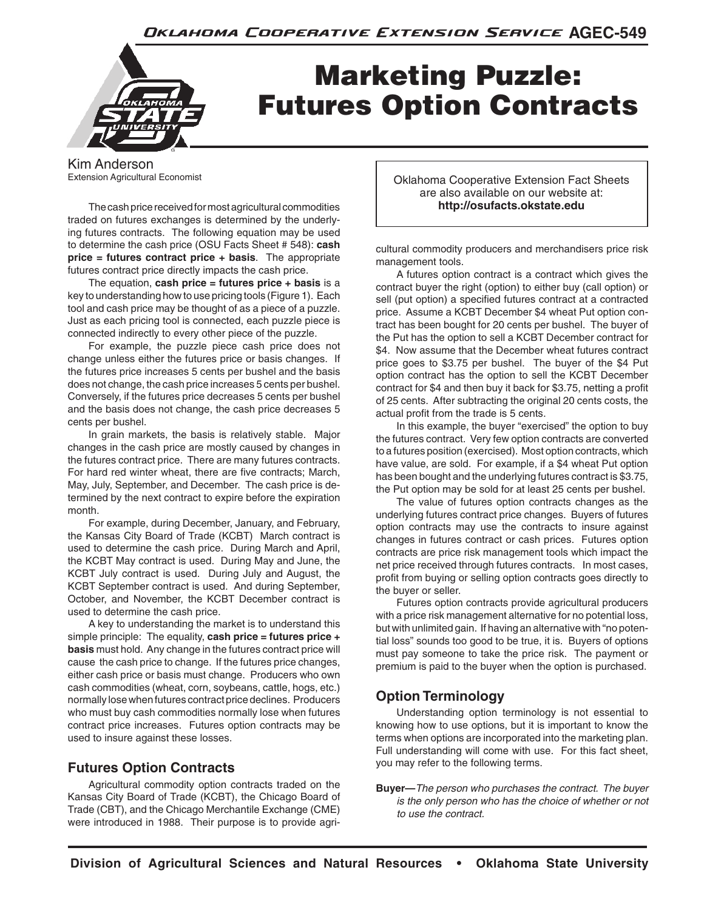# Marketing Puzzle: Futures Option Contracts

Kim Anderson
Extension Agricultural Economist

The cash price received for most agricultural commodities traded on futures exchanges is determined by the underlying futures contracts. The following equation may be used to determine the cash price (OSU Facts Sheet # 548): **cash price = futures contract price + basis**. The appropriate futures contract price directly impacts the cash price.

The equation, **cash price = futures price + basis** is a key to understanding how to use pricing tools (Figure 1). Each tool and cash price may be thought of as a piece of a puzzle. Just as each pricing tool is connected, each puzzle piece is connected indirectly to every other piece of the puzzle.

For example, the puzzle piece cash price does not change unless either the futures price or basis changes. If the futures price increases 5 cents per bushel and the basis does not change, the cash price increases 5 cents per bushel. Conversely, if the futures price decreases 5 cents per bushel and the basis does not change, the cash price decreases 5 cents per bushel.

In grain markets, the basis is relatively stable. Major changes in the cash price are mostly caused by changes in the futures contract price. There are many futures contracts. For hard red winter wheat, there are five contracts; March, May, July, September, and December. The cash price is determined by the next contract to expire before the expiration month.

For example, during December, January, and February, the Kansas City Board of Trade (KCBT) March contract is used to determine the cash price. During March and April, the KCBT May contract is used. During May and June, the KCBT July contract is used. During July and August, the KCBT September contract is used. And during September, October, and November, the KCBT December contract is used to determine the cash price.

A key to understanding the market is to understand this simple principle: The equality, **cash price = futures price + basis** must hold. Any change in the futures contract price will cause the cash price to change. If the futures price changes, either cash price or basis must change. Producers who own cash commodities (wheat, corn, soybeans, cattle, hogs, etc.) normally lose when futures contract price declines. Producers who must buy cash commodities normally lose when futures contract price increases. Futures option contracts may be used to insure against these losses.

## Futures Option Contracts

Agricultural commodity option contracts traded on the Kansas City Board of Trade (KCBT), the Chicago Board of Trade (CBT), and the Chicago Merchantile Exchange (CME) were introduced in 1988. Their purpose is to provide agricultural commodity producers and merchandisers price risk management tools.

Oklahoma Cooperative Extension Fact Sheets are also available on our website at: **http://osufacts.okstate.edu**

A futures option contract is a contract which gives the contract buyer the right (option) to either buy (call option) or sell (put option) a specified futures contract at a contracted price. Assume a KCBT December $4 wheat Put option contract has been bought for 20 cents per bushel. The buyer of the Put has the option to sell a KCBT December contract for $4. Now assume that the December wheat futures contract price goes to $3.75 per bushel. The buyer of the $4 Put option contract has the option to sell the KCBT December contract for $4 and then buy it back for $3.75, netting a profit of 25 cents. After subtracting the original 20 cents costs, the actual profit from the trade is 5 cents.

In this example, the buyer "exercised" the option to buy the futures contract. Very few option contracts are converted to a futures position (exercised). Most option contracts, which have value, are sold. For example, if a $4 wheat Put option has been bought and the underlying futures contract is $3.75, the Put option may be sold for at least 25 cents per bushel.

The value of futures option contracts changes as the underlying futures contract price changes. Buyers of futures option contracts may use the contracts to insure against changes in futures contract or cash prices. Futures option contracts are price risk management tools which impact the net price received through futures contracts. In most cases, profit from buying or selling option contracts goes directly to the buyer or seller.

Futures option contracts provide agricultural producers with a price risk management alternative for no potential loss, but with unlimited gain. If having an alternative with "no potential loss" sounds too good to be true, it is. Buyers of options must pay someone to take the price risk. The payment or premium is paid to the buyer when the option is purchased.

## Option Terminology

Understanding option terminology is not essential to knowing how to use options, but it is important to know the terms when options are incorporated into the marketing plan. Full understanding will come with use. For this fact sheet, you may refer to the following terms.

**Buyer—***The person who purchases the contract. The buyer is the only person who has the choice of whether or not to use the contract.*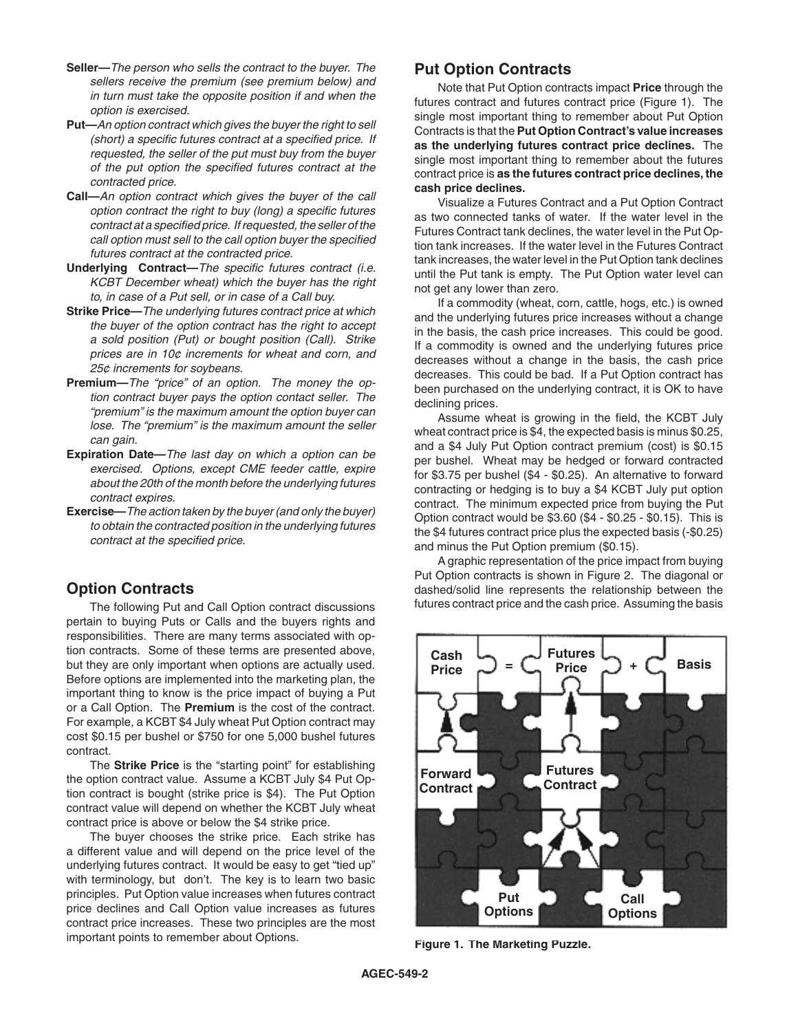**Seller—**_The person who sells the contract to the buyer. The sellers receive the premium (see premium below) and in turn must take the opposite position if and when the option is exercised._

**Put—**_An option contract which gives the buyer the right to sell (short) a specific futures contract at a specified price. If requested, the seller of the put must buy from the buyer of the put option the specified futures contract at the contracted price._

**Call—**_An option contract which gives the buyer of the call option contract the right to buy (long) a specific futures contract at a specified price. If requested, the seller of the call option must sell to the call option buyer the specified futures contract at the contracted price._

**Underlying Contract—**_The specific futures contract (i.e. KCBT December wheat) which the buyer has the right to, in case of a Put sell, or in case of a Call buy._

**Strike Price—**_The underlying futures contract price at which the buyer of the option contract has the right to accept a sold position (Put) or bought position (Call). Strike prices are in 10¢ increments for wheat and corn, and 25¢ increments for soybeans._

**Premium—**_The "price" of an option. The money the option contract buyer pays the option contact seller. The "premium" is the maximum amount the option buyer can lose. The "premium" is the maximum amount the seller can gain._

**Expiration Date—**_The last day on which a option can be exercised. Options, except CME feeder cattle, expire about the 20th of the month before the underlying futures contract expires._

**Exercise—**_The action taken by the buyer (and only the buyer) to obtain the contracted position in the underlying futures contract at the specified price._

## Option Contracts

The following Put and Call Option contract discussions pertain to buying Puts or Calls and the buyers rights and responsibilities. There are many terms associated with option contracts. Some of these terms are presented above, but they are only important when options are actually used. Before options are implemented into the marketing plan, the important thing to know is the price impact of buying a Put or a Call Option. The **Premium** is the cost of the contract. For example, a KCBT $4 July wheat Put Option contract may cost $0.15 per bushel or $750 for one 5,000 bushel futures contract.

The **Strike Price** is the "starting point" for establishing the option contract value. Assume a KCBT July $4 Put Option contract is bought (strike price is $4). The Put Option contract value will depend on whether the KCBT July wheat contract price is above or below the $4 strike price.

The buyer chooses the strike price. Each strike has a different value and will depend on the price level of the underlying futures contract. It would be easy to get "tied up" with terminology, but don't. The key is to learn two basic principles. Put Option value increases when futures contract price declines and Call Option value increases as futures contract price increases. These two principles are the most important points to remember about Options.

## Put Option Contracts

Note that Put Option contracts impact **Price** through the futures contract and futures contract price (Figure 1). The single most important thing to remember about Put Option Contracts is that the **Put Option Contract's value increases as the underlying futures contract price declines.** The single most important thing to remember about the futures contract price is **as the futures contract price declines, the cash price declines.**

Visualize a Futures Contract and a Put Option Contract as two connected tanks of water. If the water level in the Futures Contract tank declines, the water level in the Put Option tank increases. If the water level in the Futures Contract tank increases, the water level in the Put Option tank declines until the Put tank is empty. The Put Option water level can not get any lower than zero.

If a commodity (wheat, corn, cattle, hogs, etc.) is owned and the underlying futures price increases without a change in the basis, the cash price increases. This could be good. If a commodity is owned and the underlying futures price decreases without a change in the basis, the cash price decreases. This could be bad. If a Put Option contract has been purchased on the underlying contract, it is OK to have declining prices.

Assume wheat is growing in the field, the KCBT July wheat contract price is $4, the expected basis is minus $0.25, and a $4 July Put Option contract premium (cost) is $0.15 per bushel. Wheat may be hedged or forward contracted for $3.75 per bushel ($4 - $0.25). An alternative to forward contracting or hedging is to buy a $4 KCBT July put option contract. The minimum expected price from buying the Put Option contract would be $3.60 ($4 - $0.25 - $0.15). This is the $4 futures contract price plus the expected basis (-$0.25) and minus the Put Option premium ($0.15).

A graphic representation of the price impact from buying Put Option contracts is shown in Figure 2. The diagonal or dashed/solid line represents the relationship between the futures contract price and the cash price. Assuming the basis

Cash Price = Futures Price + Basis

Forward Contract | Futures Contract

Put Options | Call Options

Figure 1. The Marketing Puzzle.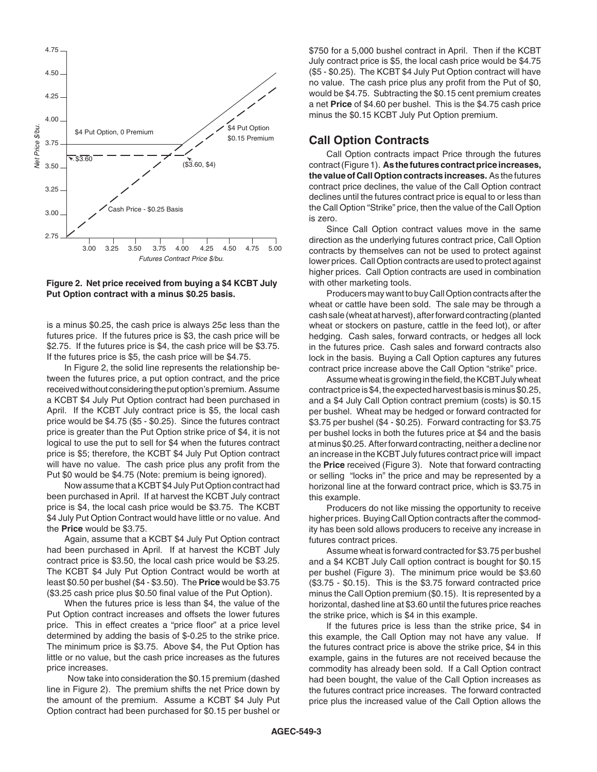Figure 2. Net price received from buying a $4 KCBT July Put Option contract with a minus $0.25 basis.

is a minus $0.25, the cash price is always 25¢ less than the futures price. If the futures price is $3, the cash price will be $2.75. If the futures price is $4, the cash price will be $3.75. If the futures price is $5, the cash price will be $4.75.

In Figure 2, the solid line represents the relationship between the futures price, a put option contract, and the price received without considering the put option's premium. Assume a KCBT $4 July Put Option contract had been purchased in April. If the KCBT July contract price is $5, the local cash price would be $4.75 ($5 - $0.25). Since the futures contract price is greater than the Put Option strike price of $4, it is not logical to use the put to sell for $4 when the futures contract price is $5; therefore, the KCBT $4 July Put Option contract will have no value. The cash price plus any profit from the Put $0 would be $4.75 (Note: premium is being ignored).

Now assume that a KCBT $4 July Put Option contract had been purchased in April. If at harvest the KCBT July contract price is $4, the local cash price would be $3.75. The KCBT $4 July Put Option Contract would have little or no value. And the **Price** would be $3.75.

Again, assume that a KCBT $4 July Put Option contract had been purchased in April. If at harvest the KCBT July contract price is $3.50, the local cash price would be $3.25. The KCBT $4 July Put Option Contract would be worth at least $0.50 per bushel ($4 - $3.50). The **Price** would be $3.75 ($3.25 cash price plus $0.50 final value of the Put Option).

When the futures price is less than $4, the value of the Put Option contract increases and offsets the lower futures price. This in effect creates a "price floor" at a price level determined by adding the basis of $-0.25 to the strike price. The minimum price is $3.75. Above $4, the Put Option has little or no value, but the cash price increases as the futures price increases.

Now take into consideration the $0.15 premium (dashed line in Figure 2). The premium shifts the net Price down by the amount of the premium. Assume a KCBT $4 July Put Option contract had been purchased for $0.15 per bushel or $750 for a 5,000 bushel contract in April. Then if the KCBT July contract price is $5, the local cash price would be $4.75 ($5 - $0.25). The KCBT $4 July Put Option contract will have no value. The cash price plus any profit from the Put of $0, would be $4.75. Subtracting the $0.15 cent premium creates a net **Price** of $4.60 per bushel. This is the $4.75 cash price minus the $0.15 KCBT July Put Option premium.

## Call Option Contracts

Call Option contracts impact Price through the futures contract (Figure 1). **As the futures contract price increases, the value of Call Option contracts increases.** As the futures contract price declines, the value of the Call Option contract declines until the futures contract price is equal to or less than the Call Option "Strike" price, then the value of the Call Option is zero.

Since Call Option contract values move in the same direction as the underlying futures contract price, Call Option contracts by themselves can not be used to protect against lower prices. Call Option contracts are used to protect against higher prices. Call Option contracts are used in combination with other marketing tools.

Producers may want to buy Call Option contracts after the wheat or cattle have been sold. The sale may be through a cash sale (wheat at harvest), after forward contracting (planted wheat or stockers on pasture, cattle in the feed lot), or after hedging. Cash sales, forward contracts, or hedges all lock in the futures price. Cash sales and forward contracts also lock in the basis. Buying a Call Option captures any futures contract price increase above the Call Option "strike" price.

Assume wheat is growing in the field, the KCBT July wheat contract price is $4, the expected harvest basis is minus $0.25, and a $4 July Call Option contract premium (costs) is $0.15 per bushel. Wheat may be hedged or forward contracted for $3.75 per bushel ($4 - $0.25). Forward contracting for $3.75 per bushel locks in both the futures price at $4 and the basis at minus $0.25. After forward contracting, neither a decline nor an increase in the KCBT July futures contract price will impact the **Price** received (Figure 3). Note that forward contracting or selling "locks in" the price and may be represented by a horizonal line at the forward contract price, which is $3.75 in this example.

Producers do not like missing the opportunity to receive higher prices. Buying Call Option contracts after the commodity has been sold allows producers to receive any increase in futures contract prices.

Assume wheat is forward contracted for $3.75 per bushel and a $4 KCBT July Call option contract is bought for $0.15 per bushel (Figure 3). The minimum price would be $3.60 ($3.75 - $0.15). This is the $3.75 forward contracted price minus the Call Option premium ($0.15). It is represented by a horizontal, dashed line at $3.60 until the futures price reaches the strike price, which is $4 in this example.

If the futures price is less than the strike price, $4 in this example, the Call Option may not have any value. If the futures contract price is above the strike price, $4 in this example, gains in the futures are not received because the commodity has already been sold. If a Call Option contract had been bought, the value of the Call Option increases as the futures contract price increases. The forward contracted price plus the increased value of the Call Option allows the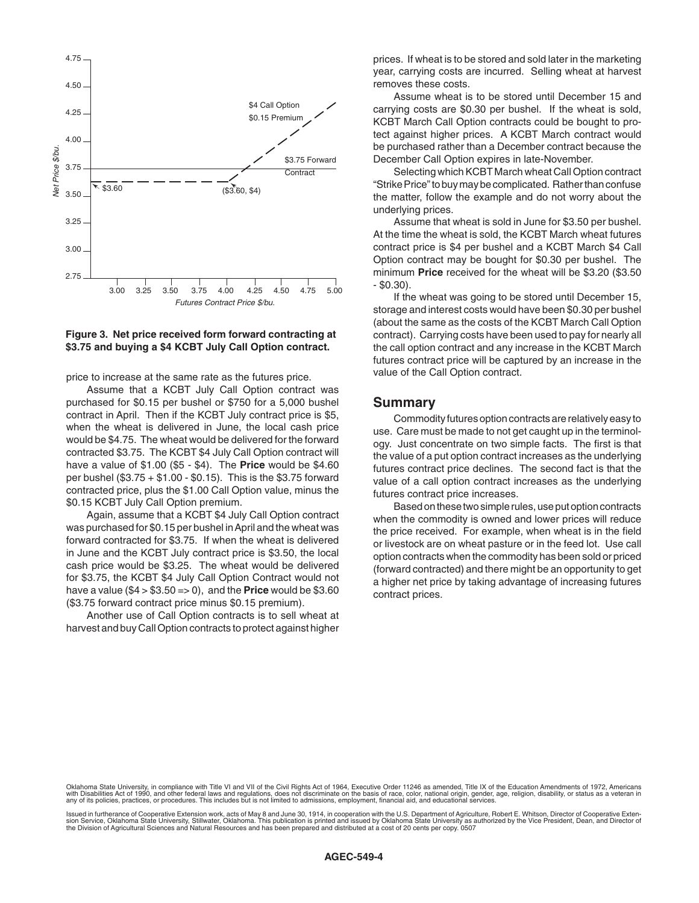4.75
4.50
4.25
4.00
3.75
3.50
3.25
3.00
2.75

Net Price $/bu.

3.00 3.25 3.50 3.75 4.00 4.25 4.50 4.75 5.00

Futures Contract Price $/bu.

$4 Call Option
$0.15 Premium

$3.75 Forward
Contract

$3.60

($3.60, $4)

**Figure 3. Net price received form forward contracting at $3.75 and buying a $4 KCBT July Call Option contract.**

price to increase at the same rate as the futures price.

Assume that a KCBT July Call Option contract was purchased for $0.15 per bushel or $750 for a 5,000 bushel contract in April. Then if the KCBT July contract price is $5, when the wheat is delivered in June, the local cash price would be $4.75. The wheat would be delivered for the forward contracted $3.75. The KCBT $4 July Call Option contract will have a value of $1.00 ($5 - $4). The **Price** would be $4.60 per bushel ($3.75 + $1.00 - $0.15). This is the $3.75 forward contracted price, plus the $1.00 Call Option value, minus the $0.15 KCBT July Call Option premium.

Again, assume that a KCBT $4 July Call Option contract was purchased for $0.15 per bushel in April and the wheat was forward contracted for $3.75. If when the wheat is delivered in June and the KCBT July contract price is $3.50, the local cash price would be $3.25. The wheat would be delivered for $3.75, the KCBT $4 July Call Option Contract would not have a value ($4 > $3.50 => 0), and the **Price** would be $3.60 ($3.75 forward contract price minus $0.15 premium).

Another use of Call Option contracts is to sell wheat at harvest and buy Call Option contracts to protect against higher prices. If wheat is to be stored and sold later in the marketing year, carrying costs are incurred. Selling wheat at harvest removes these costs.

Assume wheat is to be stored until December 15 and carrying costs are $0.30 per bushel. If the wheat is sold, KCBT March Call Option contracts could be bought to protect against higher prices. A KCBT March contract would be purchased rather than a December contract because the December Call Option expires in late-November.

Selecting which KCBT March wheat Call Option contract "Strike Price" to buy may be complicated. Rather than confuse the matter, follow the example and do not worry about the underlying prices.

Assume that wheat is sold in June for $3.50 per bushel. At the time the wheat is sold, the KCBT March wheat futures contract price is $4 per bushel and a KCBT March $4 Call Option contract may be bought for $0.30 per bushel. The minimum **Price** received for the wheat will be $3.20 ($3.50 - $0.30).

If the wheat was going to be stored until December 15, storage and interest costs would have been $0.30 per bushel (about the same as the costs of the KCBT March Call Option contract). Carrying costs have been used to pay for nearly all the call option contract and any increase in the KCBT March futures contract price will be captured by an increase in the value of the Call Option contract.

## Summary

Commodity futures option contracts are relatively easy to use. Care must be made to not get caught up in the terminology. Just concentrate on two simple facts. The first is that the value of a put option contract increases as the underlying futures contract price declines. The second fact is that the value of a call option contract increases as the underlying futures contract price increases.

Based on these two simple rules, use put option contracts when the commodity is owned and lower prices will reduce the price received. For example, when wheat is in the field or livestock are on wheat pasture or in the feed lot. Use call option contracts when the commodity has been sold or priced (forward contracted) and there might be an opportunity to get a higher net price by taking advantage of increasing futures contract prices.

Oklahoma State University, in compliance with Title VI and VII of the Civil Rights Act of 1964, Executive Order 11246 as amended, Title IX of the Education Amendments of 1972, Americans with Disabilities Act of 1990, and other federal laws and regulations, does not discriminate on the basis of race, color, national origin, gender, age, religion, disability, or status as a veteran in any of its policies, practices, or procedures. This includes but is not limited to admissions, employment, financial aid, and educational services.

Issued in furtherance of Cooperative Extension work, acts of May 8 and June 30, 1914, in cooperation with the U.S. Department of Agriculture, Robert E. Whitson, Director of Cooperative Extension Service, Oklahoma State University, Stillwater, Oklahoma. This publication is printed and issued by Oklahoma State University as authorized by the Vice President, Dean, and Director of the Division of Agricultural Sciences and Natural Resources and has been prepared and distributed at a cost of 20 cents per copy. 0507